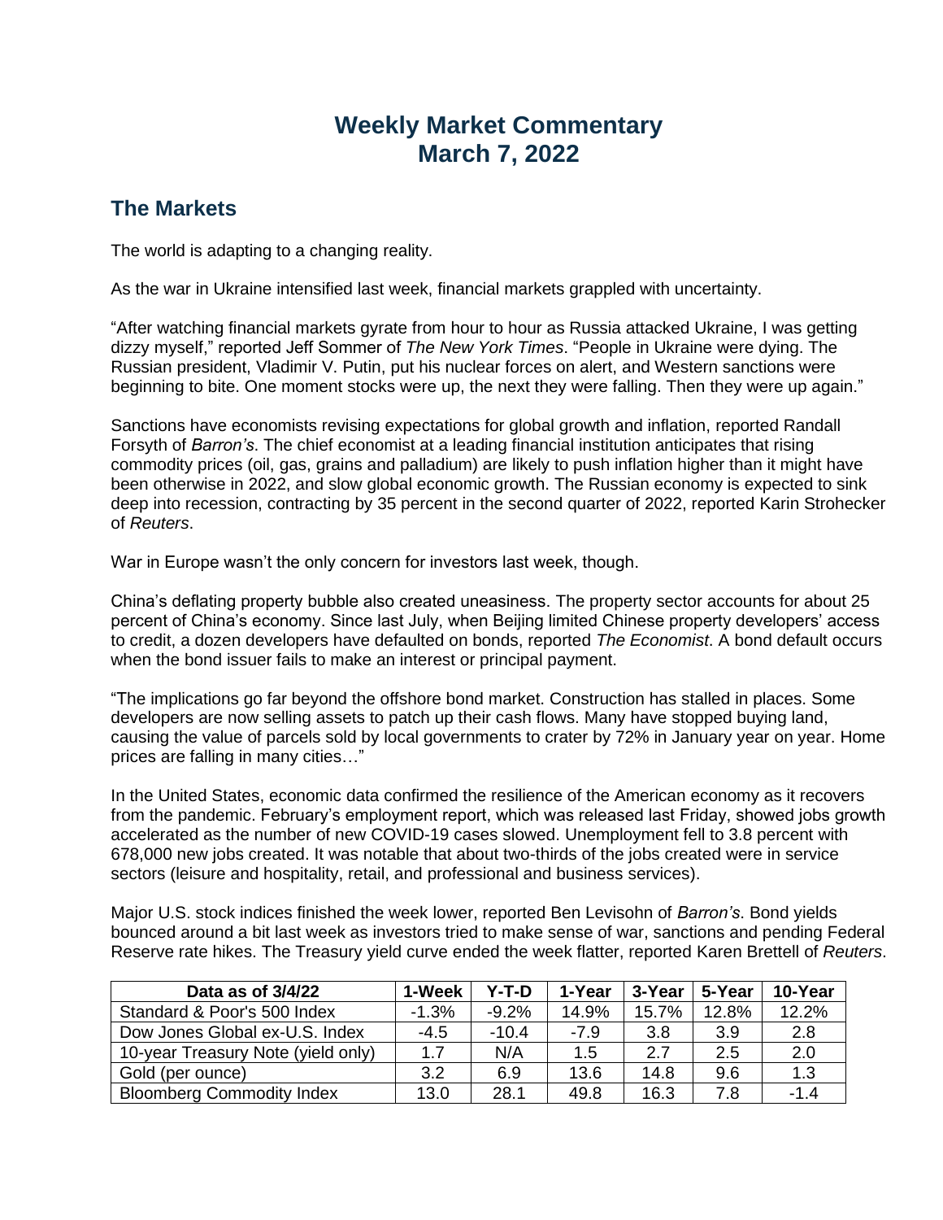# Weekly Market Commentary
# March 7, 2022

## The Markets

The world is adapting to a changing reality.

As the war in Ukraine intensified last week, financial markets grappled with uncertainty.

"After watching financial markets gyrate from hour to hour as Russia attacked Ukraine, I was getting dizzy myself," reported Jeff Sommer of *The New York Times*. "People in Ukraine were dying. The Russian president, Vladimir V. Putin, put his nuclear forces on alert, and Western sanctions were beginning to bite. One moment stocks were up, the next they were falling. Then they were up again."

Sanctions have economists revising expectations for global growth and inflation, reported Randall Forsyth of *Barron's*. The chief economist at a leading financial institution anticipates that rising commodity prices (oil, gas, grains and palladium) are likely to push inflation higher than it might have been otherwise in 2022, and slow global economic growth. The Russian economy is expected to sink deep into recession, contracting by 35 percent in the second quarter of 2022, reported Karin Strohecker of *Reuters*.

War in Europe wasn't the only concern for investors last week, though.

China's deflating property bubble also created uneasiness. The property sector accounts for about 25 percent of China's economy. Since last July, when Beijing limited Chinese property developers' access to credit, a dozen developers have defaulted on bonds, reported *The Economist*. A bond default occurs when the bond issuer fails to make an interest or principal payment.

"The implications go far beyond the offshore bond market. Construction has stalled in places. Some developers are now selling assets to patch up their cash flows. Many have stopped buying land, causing the value of parcels sold by local governments to crater by 72% in January year on year. Home prices are falling in many cities…"

In the United States, economic data confirmed the resilience of the American economy as it recovers from the pandemic. February's employment report, which was released last Friday, showed jobs growth accelerated as the number of new COVID-19 cases slowed. Unemployment fell to 3.8 percent with 678,000 new jobs created. It was notable that about two-thirds of the jobs created were in service sectors (leisure and hospitality, retail, and professional and business services).

Major U.S. stock indices finished the week lower, reported Ben Levisohn of *Barron's*. Bond yields bounced around a bit last week as investors tried to make sense of war, sanctions and pending Federal Reserve rate hikes. The Treasury yield curve ended the week flatter, reported Karen Brettell of *Reuters*.

| Data as of 3/4/22 | 1-Week | Y-T-D | 1-Year | 3-Year | 5-Year | 10-Year |
|---|---|---|---|---|---|---|
| Standard & Poor's 500 Index | -1.3% | -9.2% | 14.9% | 15.7% | 12.8% | 12.2% |
| Dow Jones Global ex-U.S. Index | -4.5 | -10.4 | -7.9 | 3.8 | 3.9 | 2.8 |
| 10-year Treasury Note (yield only) | 1.7 | N/A | 1.5 | 2.7 | 2.5 | 2.0 |
| Gold (per ounce) | 3.2 | 6.9 | 13.6 | 14.8 | 9.6 | 1.3 |
| Bloomberg Commodity Index | 13.0 | 28.1 | 49.8 | 16.3 | 7.8 | -1.4 |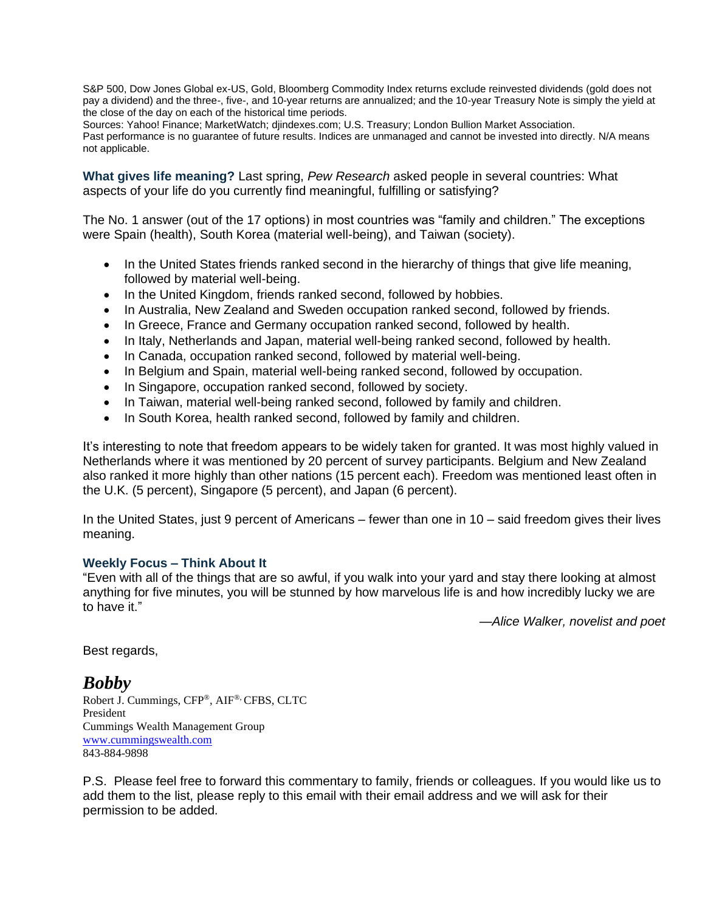S&P 500, Dow Jones Global ex-US, Gold, Bloomberg Commodity Index returns exclude reinvested dividends (gold does not pay a dividend) and the three-, five-, and 10-year returns are annualized; and the 10-year Treasury Note is simply the yield at the close of the day on each of the historical time periods.
Sources: Yahoo! Finance; MarketWatch; djindexes.com; U.S. Treasury; London Bullion Market Association.
Past performance is no guarantee of future results. Indices are unmanaged and cannot be invested into directly. N/A means not applicable.

**What gives life meaning?** Last spring, *Pew Research* asked people in several countries: What aspects of your life do you currently find meaningful, fulfilling or satisfying?

The No. 1 answer (out of the 17 options) in most countries was "family and children." The exceptions were Spain (health), South Korea (material well-being), and Taiwan (society).

- In the United States friends ranked second in the hierarchy of things that give life meaning, followed by material well-being.
- In the United Kingdom, friends ranked second, followed by hobbies.
- In Australia, New Zealand and Sweden occupation ranked second, followed by friends.
- In Greece, France and Germany occupation ranked second, followed by health.
- In Italy, Netherlands and Japan, material well-being ranked second, followed by health.
- In Canada, occupation ranked second, followed by material well-being.
- In Belgium and Spain, material well-being ranked second, followed by occupation.
- In Singapore, occupation ranked second, followed by society.
- In Taiwan, material well-being ranked second, followed by family and children.
- In South Korea, health ranked second, followed by family and children.

It's interesting to note that freedom appears to be widely taken for granted. It was most highly valued in Netherlands where it was mentioned by 20 percent of survey participants. Belgium and New Zealand also ranked it more highly than other nations (15 percent each). Freedom was mentioned least often in the U.K. (5 percent), Singapore (5 percent), and Japan (6 percent).

In the United States, just 9 percent of Americans – fewer than one in 10 – said freedom gives their lives meaning.

**Weekly Focus – Think About It**

"Even with all of the things that are so awful, if you walk into your yard and stay there looking at almost anything for five minutes, you will be stunned by how marvelous life is and how incredibly lucky we are to have it."

—*Alice Walker, novelist and poet*

Best regards,

***Bobby***

Robert J. Cummings, CFP®, AIF®, CFBS, CLTC
President
Cummings Wealth Management Group
www.cummingswealth.com
843-884-9898

P.S. Please feel free to forward this commentary to family, friends or colleagues. If you would like us to add them to the list, please reply to this email with their email address and we will ask for their permission to be added.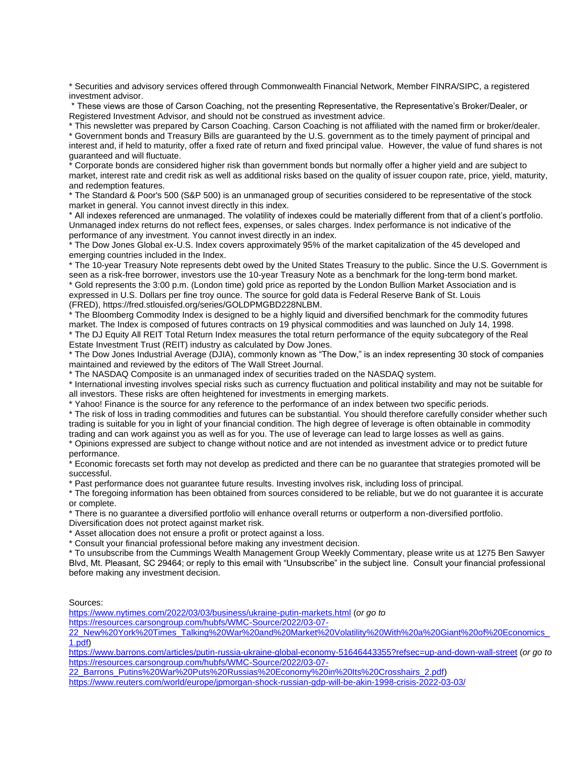* Securities and advisory services offered through Commonwealth Financial Network, Member FINRA/SIPC, a registered investment advisor.

* These views are those of Carson Coaching, not the presenting Representative, the Representative's Broker/Dealer, or Registered Investment Advisor, and should not be construed as investment advice.

* This newsletter was prepared by Carson Coaching. Carson Coaching is not affiliated with the named firm or broker/dealer.

* Government bonds and Treasury Bills are guaranteed by the U.S. government as to the timely payment of principal and interest and, if held to maturity, offer a fixed rate of return and fixed principal value. However, the value of fund shares is not guaranteed and will fluctuate.

* Corporate bonds are considered higher risk than government bonds but normally offer a higher yield and are subject to market, interest rate and credit risk as well as additional risks based on the quality of issuer coupon rate, price, yield, maturity, and redemption features.

* The Standard & Poor's 500 (S&P 500) is an unmanaged group of securities considered to be representative of the stock market in general. You cannot invest directly in this index.

* All indexes referenced are unmanaged. The volatility of indexes could be materially different from that of a client's portfolio. Unmanaged index returns do not reflect fees, expenses, or sales charges. Index performance is not indicative of the performance of any investment. You cannot invest directly in an index.

* The Dow Jones Global ex-U.S. Index covers approximately 95% of the market capitalization of the 45 developed and emerging countries included in the Index.

* The 10-year Treasury Note represents debt owed by the United States Treasury to the public. Since the U.S. Government is seen as a risk-free borrower, investors use the 10-year Treasury Note as a benchmark for the long-term bond market.

* Gold represents the 3:00 p.m. (London time) gold price as reported by the London Bullion Market Association and is expressed in U.S. Dollars per fine troy ounce. The source for gold data is Federal Reserve Bank of St. Louis (FRED), https://fred.stlouisfed.org/series/GOLDPMGBD228NLBM.

* The Bloomberg Commodity Index is designed to be a highly liquid and diversified benchmark for the commodity futures market. The Index is composed of futures contracts on 19 physical commodities and was launched on July 14, 1998.

* The DJ Equity All REIT Total Return Index measures the total return performance of the equity subcategory of the Real Estate Investment Trust (REIT) industry as calculated by Dow Jones.

* The Dow Jones Industrial Average (DJIA), commonly known as "The Dow," is an index representing 30 stock of companies maintained and reviewed by the editors of The Wall Street Journal.

* The NASDAQ Composite is an unmanaged index of securities traded on the NASDAQ system.

* International investing involves special risks such as currency fluctuation and political instability and may not be suitable for all investors. These risks are often heightened for investments in emerging markets.

* Yahoo! Finance is the source for any reference to the performance of an index between two specific periods.

* The risk of loss in trading commodities and futures can be substantial. You should therefore carefully consider whether such trading is suitable for you in light of your financial condition. The high degree of leverage is often obtainable in commodity trading and can work against you as well as for you. The use of leverage can lead to large losses as well as gains.

* Opinions expressed are subject to change without notice and are not intended as investment advice or to predict future performance.

* Economic forecasts set forth may not develop as predicted and there can be no guarantee that strategies promoted will be successful.

* Past performance does not guarantee future results. Investing involves risk, including loss of principal.

* The foregoing information has been obtained from sources considered to be reliable, but we do not guarantee it is accurate or complete.

* There is no guarantee a diversified portfolio will enhance overall returns or outperform a non-diversified portfolio. Diversification does not protect against market risk.

* Asset allocation does not ensure a profit or protect against a loss.

* Consult your financial professional before making any investment decision.

* To unsubscribe from the Cummings Wealth Management Group Weekly Commentary, please write us at 1275 Ben Sawyer Blvd, Mt. Pleasant, SC 29464; or reply to this email with "Unsubscribe" in the subject line. Consult your financial professional before making any investment decision.

Sources:

https://www.nytimes.com/2022/03/03/business/ukraine-putin-markets.html (*or go to* https://resources.carsongroup.com/hubfs/WMC-Source/2022/03-07-22_New%20York%20Times_Talking%20War%20and%20Market%20Volatility%20With%20a%20Giant%20of%20Economics_1.pdf)

https://www.barrons.com/articles/putin-russia-ukraine-global-economy-51646443355?refsec=up-and-down-wall-street (*or go to* https://resources.carsongroup.com/hubfs/WMC-Source/2022/03-07-22_Barrons_Putins%20War%20Puts%20Russias%20Economy%20in%20Its%20Crosshairs_2.pdf)

https://www.reuters.com/world/europe/jpmorgan-shock-russian-gdp-will-be-akin-1998-crisis-2022-03-03/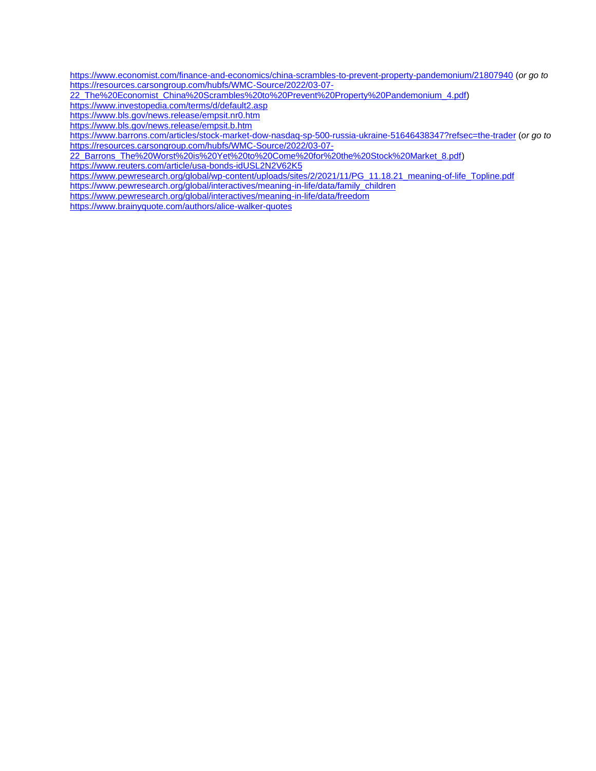https://www.economist.com/finance-and-economics/china-scrambles-to-prevent-property-pandemonium/21807940 (*or go to* https://resources.carsongroup.com/hubfs/WMC-Source/2022/03-07-22_The%20Economist_China%20Scrambles%20to%20Prevent%20Property%20Pandemonium_4.pdf)

https://www.investopedia.com/terms/d/default2.asp

https://www.bls.gov/news.release/empsit.nr0.htm

https://www.bls.gov/news.release/empsit.b.htm

https://www.barrons.com/articles/stock-market-dow-nasdaq-sp-500-russia-ukraine-51646438347?refsec=the-trader (*or go to* https://resources.carsongroup.com/hubfs/WMC-Source/2022/03-07-22_Barrons_The%20Worst%20is%20Yet%20to%20Come%20for%20the%20Stock%20Market_8.pdf)

https://www.reuters.com/article/usa-bonds-idUSL2N2V62K5

https://www.pewresearch.org/global/wp-content/uploads/sites/2/2021/11/PG_11.18.21_meaning-of-life_Topline.pdf

https://www.pewresearch.org/global/interactives/meaning-in-life/data/family_children

https://www.pewresearch.org/global/interactives/meaning-in-life/data/freedom

https://www.brainyquote.com/authors/alice-walker-quotes